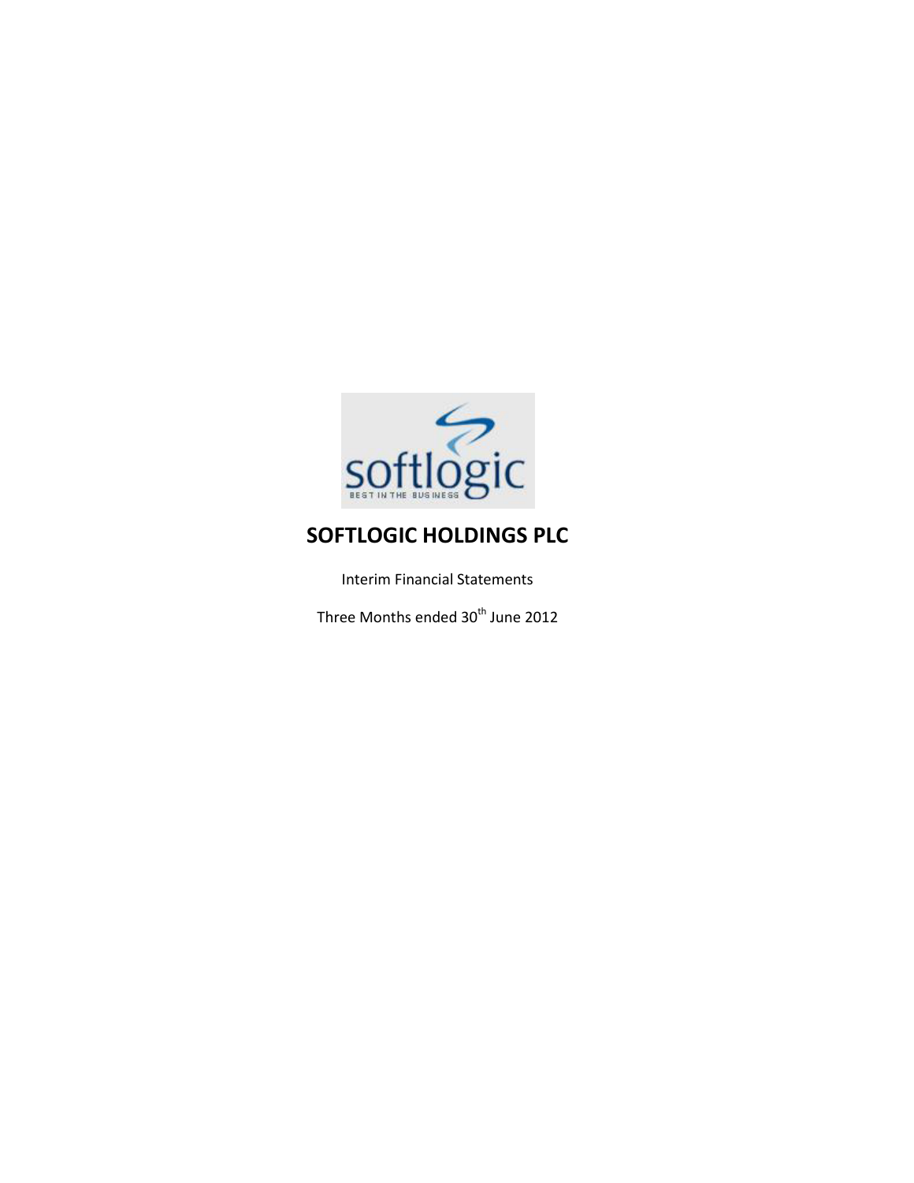# SOFTLOGIC HOLDINGS PLC

Interim Financial Statements

Three Months ended 30th June 2012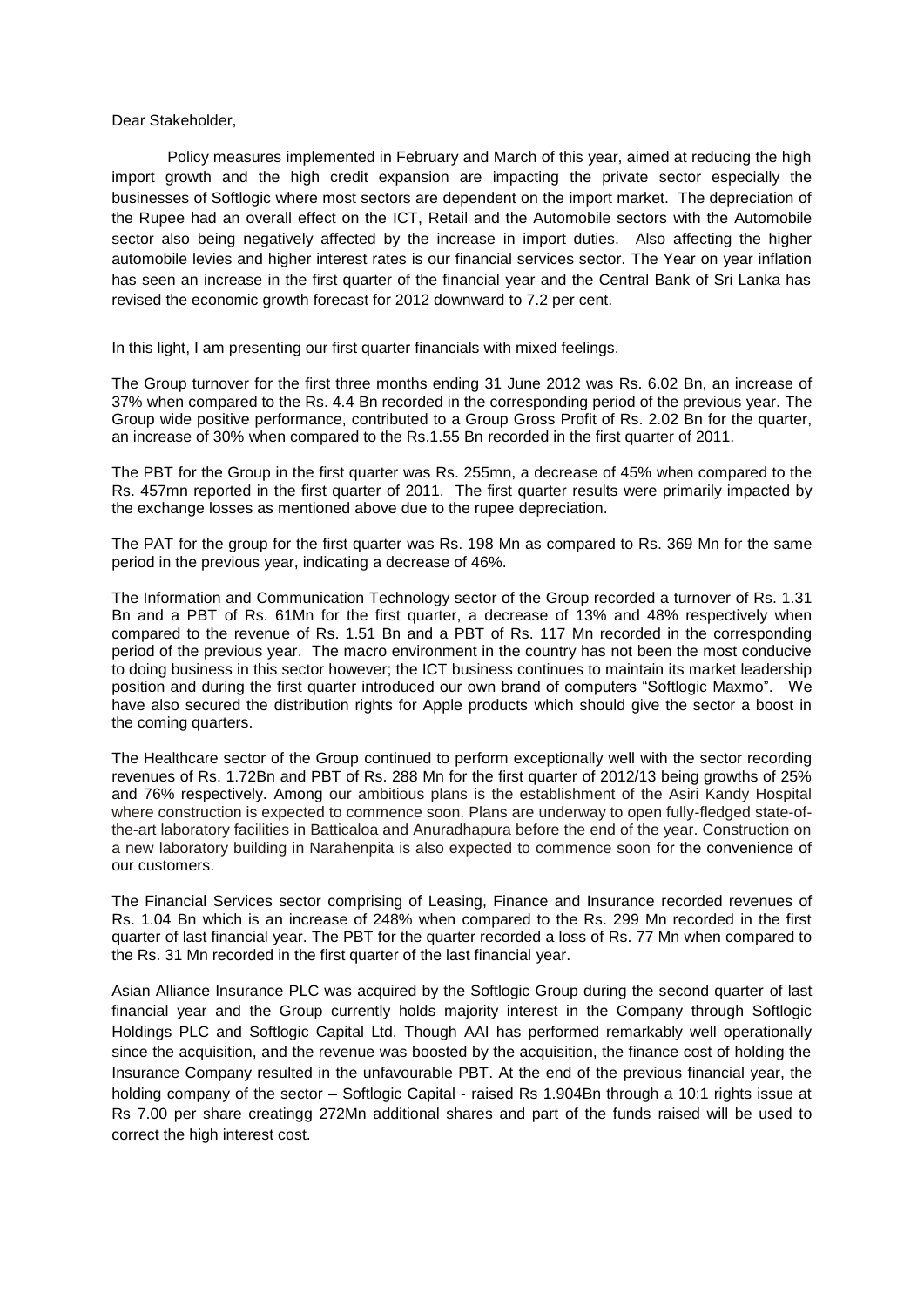Dear Stakeholder,

Policy measures implemented in February and March of this year, aimed at reducing the high import growth and the high credit expansion are impacting the private sector especially the businesses of Softlogic where most sectors are dependent on the import market. The depreciation of the Rupee had an overall effect on the ICT, Retail and the Automobile sectors with the Automobile sector also being negatively affected by the increase in import duties. Also affecting the higher automobile levies and higher interest rates is our financial services sector. The Year on year inflation has seen an increase in the first quarter of the financial year and the Central Bank of Sri Lanka has revised the economic growth forecast for 2012 downward to 7.2 per cent.

In this light, I am presenting our first quarter financials with mixed feelings.

The Group turnover for the first three months ending 31 June 2012 was Rs. 6.02 Bn, an increase of 37% when compared to the Rs. 4.4 Bn recorded in the corresponding period of the previous year. The Group wide positive performance, contributed to a Group Gross Profit of Rs. 2.02 Bn for the quarter, an increase of 30% when compared to the Rs.1.55 Bn recorded in the first quarter of 2011.

The PBT for the Group in the first quarter was Rs. 255mn, a decrease of 45% when compared to the Rs. 457mn reported in the first quarter of 2011. The first quarter results were primarily impacted by the exchange losses as mentioned above due to the rupee depreciation.

The PAT for the group for the first quarter was Rs. 198 Mn as compared to Rs. 369 Mn for the same period in the previous year, indicating a decrease of 46%.

The Information and Communication Technology sector of the Group recorded a turnover of Rs. 1.31 Bn and a PBT of Rs. 61Mn for the first quarter, a decrease of 13% and 48% respectively when compared to the revenue of Rs. 1.51 Bn and a PBT of Rs. 117 Mn recorded in the corresponding period of the previous year. The macro environment in the country has not been the most conducive to doing business in this sector however; the ICT business continues to maintain its market leadership position and during the first quarter introduced our own brand of computers "Softlogic Maxmo". We have also secured the distribution rights for Apple products which should give the sector a boost in the coming quarters.

The Healthcare sector of the Group continued to perform exceptionally well with the sector recording revenues of Rs. 1.72Bn and PBT of Rs. 288 Mn for the first quarter of 2012/13 being growths of 25% and 76% respectively. Among our ambitious plans is the establishment of the Asiri Kandy Hospital where construction is expected to commence soon. Plans are underway to open fully-fledged state-of-the-art laboratory facilities in Batticaloa and Anuradhapura before the end of the year. Construction on a new laboratory building in Narahenpita is also expected to commence soon for the convenience of our customers.

The Financial Services sector comprising of Leasing, Finance and Insurance recorded revenues of Rs. 1.04 Bn which is an increase of 248% when compared to the Rs. 299 Mn recorded in the first quarter of last financial year. The PBT for the quarter recorded a loss of Rs. 77 Mn when compared to the Rs. 31 Mn recorded in the first quarter of the last financial year.

Asian Alliance Insurance PLC was acquired by the Softlogic Group during the second quarter of last financial year and the Group currently holds majority interest in the Company through Softlogic Holdings PLC and Softlogic Capital Ltd. Though AAI has performed remarkably well operationally since the acquisition, and the revenue was boosted by the acquisition, the finance cost of holding the Insurance Company resulted in the unfavourable PBT. At the end of the previous financial year, the holding company of the sector – Softlogic Capital - raised Rs 1.904Bn through a 10:1 rights issue at Rs 7.00 per share creatingg 272Mn additional shares and part of the funds raised will be used to correct the high interest cost.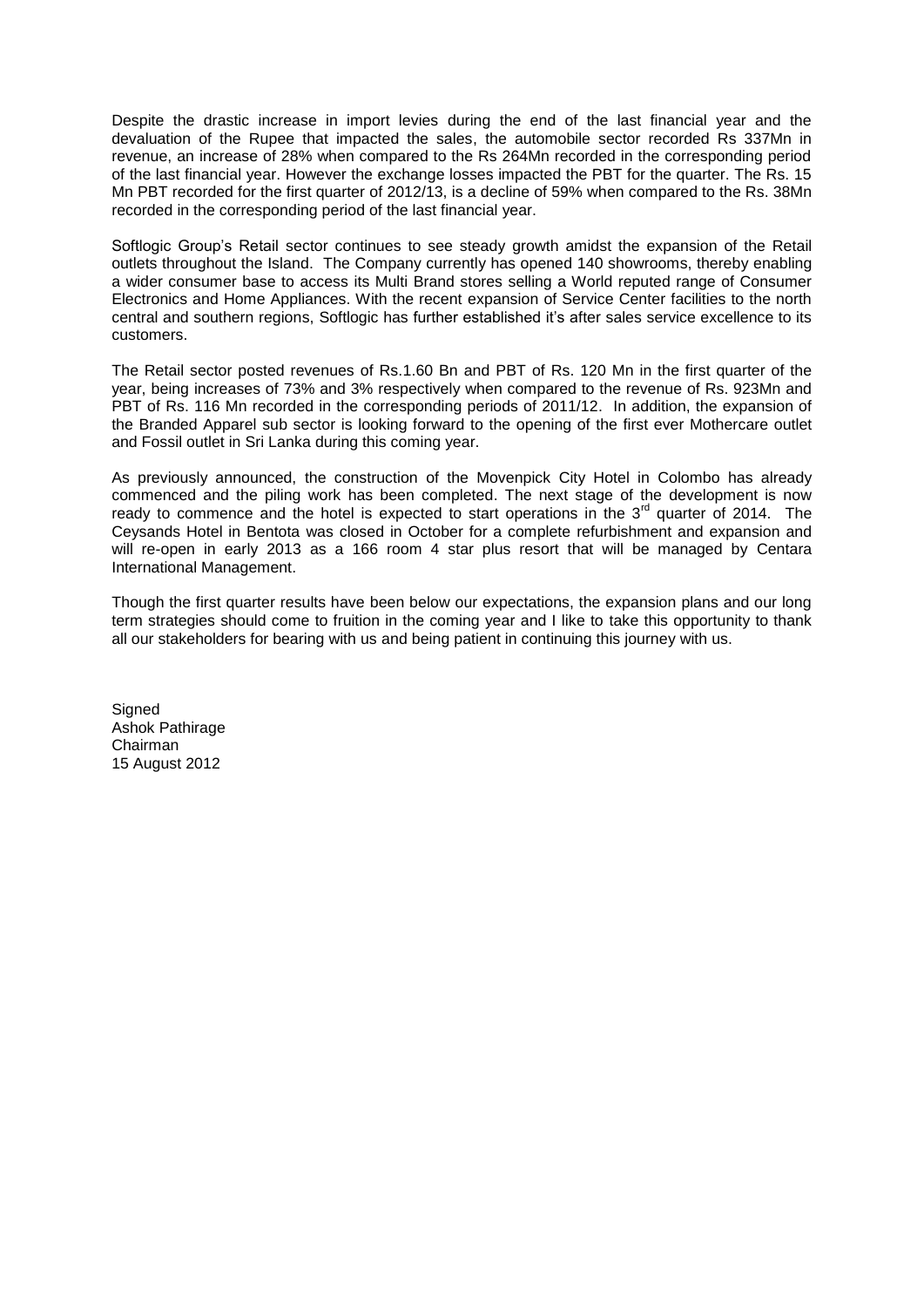Despite the drastic increase in import levies during the end of the last financial year and the devaluation of the Rupee that impacted the sales, the automobile sector recorded Rs 337Mn in revenue, an increase of 28% when compared to the Rs 264Mn recorded in the corresponding period of the last financial year. However the exchange losses impacted the PBT for the quarter. The Rs. 15 Mn PBT recorded for the first quarter of 2012/13, is a decline of 59% when compared to the Rs. 38Mn recorded in the corresponding period of the last financial year.

Softlogic Group's Retail sector continues to see steady growth amidst the expansion of the Retail outlets throughout the Island. The Company currently has opened 140 showrooms, thereby enabling a wider consumer base to access its Multi Brand stores selling a World reputed range of Consumer Electronics and Home Appliances. With the recent expansion of Service Center facilities to the north central and southern regions, Softlogic has further established it's after sales service excellence to its customers.

The Retail sector posted revenues of Rs.1.60 Bn and PBT of Rs. 120 Mn in the first quarter of the year, being increases of 73% and 3% respectively when compared to the revenue of Rs. 923Mn and PBT of Rs. 116 Mn recorded in the corresponding periods of 2011/12. In addition, the expansion of the Branded Apparel sub sector is looking forward to the opening of the first ever Mothercare outlet and Fossil outlet in Sri Lanka during this coming year.

As previously announced, the construction of the Movenpick City Hotel in Colombo has already commenced and the piling work has been completed. The next stage of the development is now ready to commence and the hotel is expected to start operations in the 3rd quarter of 2014. The Ceysands Hotel in Bentota was closed in October for a complete refurbishment and expansion and will re-open in early 2013 as a 166 room 4 star plus resort that will be managed by Centara International Management.

Though the first quarter results have been below our expectations, the expansion plans and our long term strategies should come to fruition in the coming year and I like to take this opportunity to thank all our stakeholders for bearing with us and being patient in continuing this journey with us.

Signed
Ashok Pathirage
Chairman
15 August 2012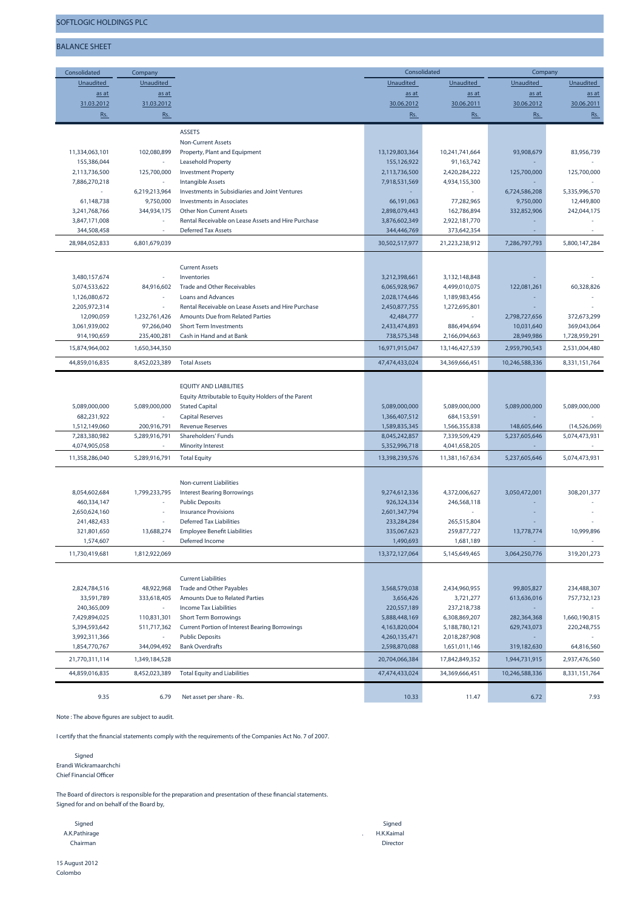# SOFTLOGIC HOLDINGS PLC

## BALANCE SHEET

| Consolidated | Company | | Consolidated | | Company | |
|---|---|---|---|---|---|---|
| Unaudited | Unaudited | | Unaudited | Unaudited | Unaudited | Unaudited |
| as at | as at | | as at | as at | as at | as at |
| 31.03.2012 | 31.03.2012 | | 30.06.2012 | 30.06.2011 | 30.06.2012 | 30.06.2011 |
| Rs. | Rs. | | Rs. | Rs. | Rs. | Rs. |
| | | **ASSETS** | | | | |
| | | Non-Current Assets | | | | |
| 11,334,063,101 | 102,080,899 | Property, Plant and Equipment | 13,129,803,364 | 10,241,741,664 | 93,908,679 | 83,956,739 |
| 155,386,044 | - | Leasehold Property | 155,126,922 | 91,163,742 | - | - |
| 2,113,736,500 | 125,700,000 | Investment Property | 2,113,736,500 | 2,420,284,222 | 125,700,000 | 125,700,000 |
| 7,886,270,218 | - | Intangible Assets | 7,918,531,569 | 4,934,155,300 | - | - |
| - | 6,219,213,964 | Investments in Subsidiaries and Joint Ventures | - | - | 6,724,586,208 | 5,335,996,570 |
| 61,148,738 | 9,750,000 | Investments in Associates | 66,191,063 | 77,282,965 | 9,750,000 | 12,449,800 |
| 3,241,768,766 | 344,934,175 | Other Non Current Assets | 2,898,079,443 | 162,786,894 | 332,852,906 | 242,044,175 |
| 3,847,171,008 | - | Rental Receivable on Lease Assets and Hire Purchase | 3,876,602,349 | 2,922,181,770 | - | - |
| 344,508,458 | - | Deferred Tax Assets | 344,446,769 | 373,642,354 | - | - |
| 28,984,052,833 | 6,801,679,039 | | 30,502,517,977 | 21,223,238,912 | 7,286,797,793 | 5,800,147,284 |
| | | Current Assets | | | | |
| 3,480,157,674 | - | Inventories | 3,212,398,661 | 3,132,148,848 | - | - |
| 5,074,533,622 | 84,916,602 | Trade and Other Receivables | 6,065,928,967 | 4,499,010,075 | 122,081,261 | 60,328,826 |
| 1,126,080,672 | - | Loans and Advances | 2,028,174,646 | 1,189,983,456 | - | - |
| 2,205,972,314 | - | Rental Receivable on Lease Assets and Hire Purchase | 2,450,877,755 | 1,272,695,801 | - | - |
| 12,090,059 | 1,232,761,426 | Amounts Due from Related Parties | 42,484,777 | - | 2,798,727,656 | 372,673,299 |
| 3,061,939,002 | 97,266,040 | Short Term Investments | 2,433,474,893 | 886,494,694 | 10,031,640 | 369,043,064 |
| 914,190,659 | 235,400,281 | Cash in Hand and at Bank | 738,575,348 | 2,166,094,663 | 28,949,986 | 1,728,959,291 |
| 15,874,964,002 | 1,650,344,350 | | 16,971,915,047 | 13,146,427,539 | 2,959,790,543 | 2,531,004,480 |
| 44,859,016,835 | 8,452,023,389 | Total Assets | 47,474,433,024 | 34,369,666,451 | 10,246,588,336 | 8,331,151,764 |
| | | **EQUITY AND LIABILITIES** | | | | |
| | | Equity Attributable to Equity Holders of the Parent | | | | |
| 5,089,000,000 | 5,089,000,000 | Stated Capital | 5,089,000,000 | 5,089,000,000 | 5,089,000,000 | 5,089,000,000 |
| 682,231,922 | - | Capital Reserves | 1,366,407,512 | 684,153,591 | - | - |
| 1,512,149,060 | 200,916,791 | Revenue Reserves | 1,589,835,345 | 1,566,355,838 | 148,605,646 | (14,526,069) |
| 7,283,380,982 | 5,289,916,791 | Shareholders' Funds | 8,045,242,857 | 7,339,509,429 | 5,237,605,646 | 5,074,473,931 |
| 4,074,905,058 | - | Minority Interest | 5,352,996,718 | 4,041,658,205 | - | - |
| 11,358,286,040 | 5,289,916,791 | Total Equity | 13,398,239,576 | 11,381,167,634 | 5,237,605,646 | 5,074,473,931 |
| | | Non-current Liabilities | | | | |
| 8,054,602,684 | 1,799,233,795 | Interest Bearing Borrowings | 9,274,612,336 | 4,372,006,627 | 3,050,472,001 | 308,201,377 |
| 460,334,147 | - | Public Deposits | 926,324,334 | 246,568,118 | - | - |
| 2,650,624,160 | - | Insurance Provisions | 2,601,347,794 | - | - | - |
| 241,482,433 | - | Deferred Tax Liabilities | 233,284,284 | 265,515,804 | - | - |
| 321,801,650 | 13,688,274 | Employee Benefit Liabilities | 335,067,623 | 259,877,727 | 13,778,774 | 10,999,896 |
| 1,574,607 | - | Deferred Income | 1,490,693 | 1,681,189 | - | - |
| 11,730,419,681 | 1,812,922,069 | | 13,372,127,064 | 5,145,649,465 | 3,064,250,776 | 319,201,273 |
| | | Current Liabilities | | | | |
| 2,824,784,516 | 48,922,968 | Trade and Other Payables | 3,568,579,038 | 2,434,960,955 | 99,805,827 | 234,488,307 |
| 33,591,789 | 333,618,405 | Amounts Due to Related Parties | 3,656,426 | 3,721,277 | 613,636,016 | 757,732,123 |
| 240,365,009 | - | Income Tax Liabilities | 220,557,189 | 237,218,738 | - | - |
| 7,429,894,025 | 110,831,301 | Short Term Borrowings | 5,888,448,169 | 6,308,869,207 | 282,364,368 | 1,660,190,815 |
| 5,394,593,642 | 511,717,362 | Current Portion of Interest Bearing Borrowings | 4,163,820,004 | 5,188,780,121 | 629,743,073 | 220,248,755 |
| 3,992,311,366 | - | Public Deposits | 4,260,135,471 | 2,018,287,908 | - | - |
| 1,854,770,767 | 344,094,492 | Bank Overdrafts | 2,598,870,088 | 1,651,011,146 | 319,182,630 | 64,816,560 |
| 21,770,311,114 | 1,349,184,528 | | 20,704,066,384 | 17,842,849,352 | 1,944,731,915 | 2,937,476,560 |
| 44,859,016,835 | 8,452,023,389 | Total Equity and Liabilities | 47,474,433,024 | 34,369,666,451 | 10,246,588,336 | 8,331,151,764 |
| 9.35 | 6.79 | Net asset per share - Rs. | 10.33 | 11.47 | 6.72 | 7.93 |

Note : The above figures are subject to audit.

I certify that the financial statements comply with the requirements of the Companies Act No. 7 of 2007.

Signed
Erandi Wickramaarachchi
Chief Financial Officer

The Board of directors is responsible for the preparation and presentation of these financial statements.
Signed for and on behalf of the Board by,

Signed
A.K.Pathirage
Chairman

Signed
H.K.Kaimal
Director

15 August 2012
Colombo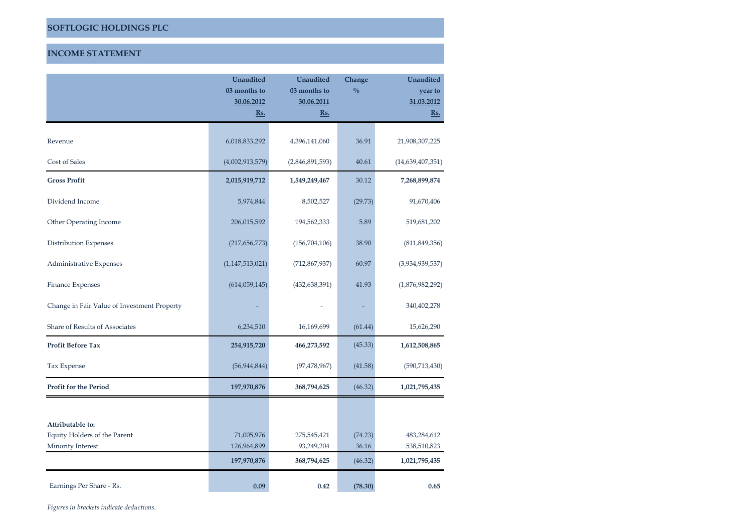## SOFTLOGIC HOLDINGS PLC

## INCOME STATEMENT

| | Unaudited 03 months to 30.06.2012 Rs. | Unaudited 03 months to 30.06.2011 Rs. | Change % | Unaudited year to 31.03.2012 Rs. |
|---|---|---|---|---|
| Revenue | 6,018,833,292 | 4,396,141,060 | 36.91 | 21,908,307,225 |
| Cost of Sales | (4,002,913,579) | (2,846,891,593) | 40.61 | (14,639,407,351) |
| **Gross Profit** | **2,015,919,712** | **1,549,249,467** | 30.12 | **7,268,899,874** |
| Dividend Income | 5,974,844 | 8,502,527 | (29.73) | 91,670,406 |
| Other Operating Income | 206,015,592 | 194,562,333 | 5.89 | 519,681,202 |
| Distribution Expenses | (217,656,773) | (156,704,106) | 38.90 | (811,849,356) |
| Administrative Expenses | (1,147,513,021) | (712,867,937) | 60.97 | (3,934,939,537) |
| Finance Expenses | (614,059,145) | (432,638,391) | 41.93 | (1,876,982,292) |
| Change in Fair Value of Investment Property | - | - | - | 340,402,278 |
| Share of Results of Associates | 6,234,510 | 16,169,699 | (61.44) | 15,626,290 |
| **Profit Before Tax** | **254,915,720** | **466,273,592** | (45.33) | **1,612,508,865** |
| Tax Expense | (56,944,844) | (97,478,967) | (41.58) | (590,713,430) |
| **Profit for the Period** | **197,970,876** | **368,794,625** | (46.32) | **1,021,795,435** |
| **Attributable to:** | | | | |
| Equity Holders of the Parent | 71,005,976 | 275,545,421 | (74.23) | 483,284,612 |
| Minority Interest | 126,964,899 | 93,249,204 | 36.16 | 538,510,823 |
| | **197,970,876** | **368,794,625** | (46.32) | **1,021,795,435** |
| Earnings Per Share - Rs. | **0.09** | **0.42** | **(78.30)** | **0.65** |

*Figures in brackets indicate deductions.*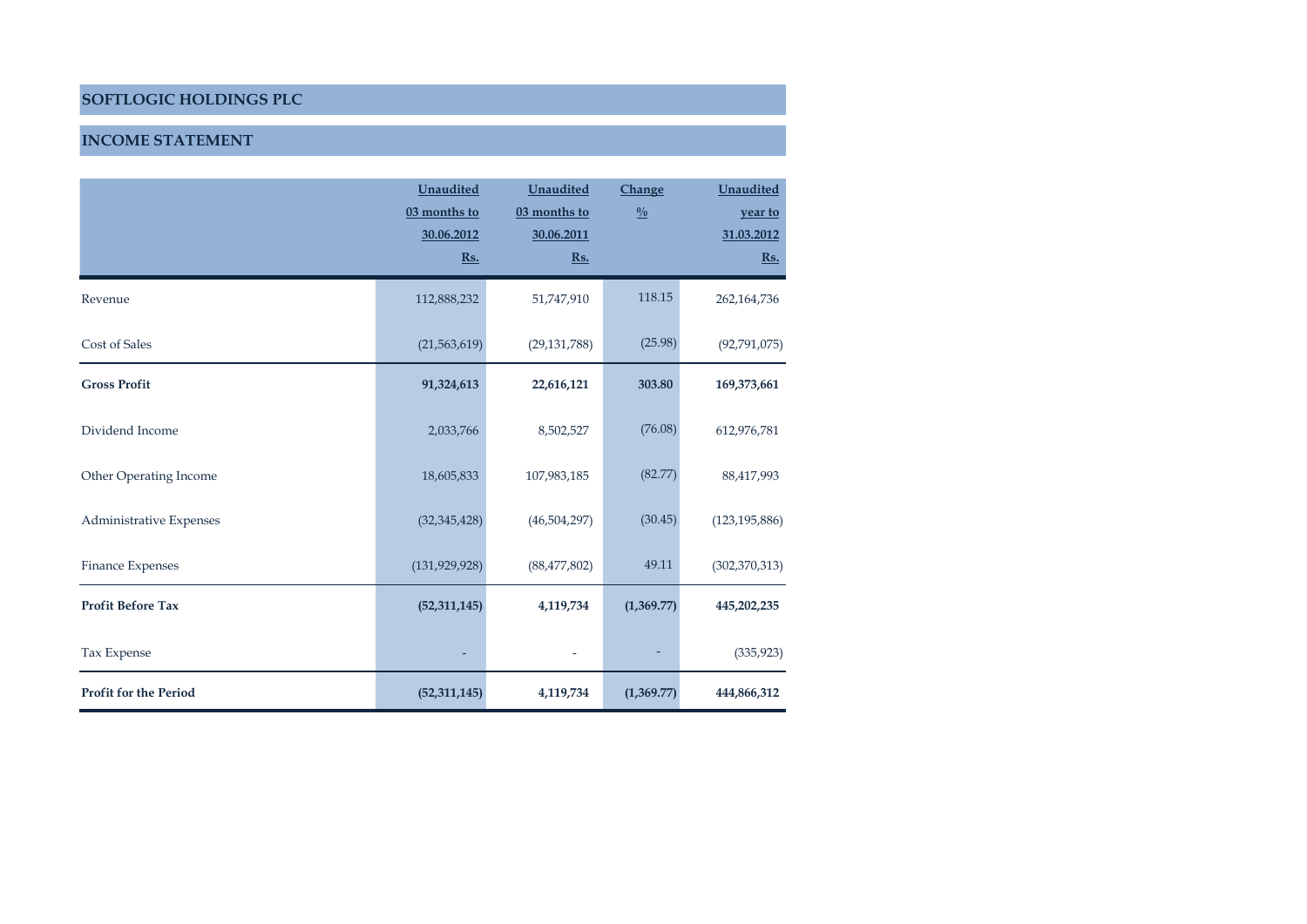# SOFTLOGIC HOLDINGS PLC

## INCOME STATEMENT

| | Unaudited 03 months to 30.06.2012 Rs. | Unaudited 03 months to 30.06.2011 Rs. | Change % | Unaudited year to 31.03.2012 Rs. |
|---|---|---|---|---|
| Revenue | 112,888,232 | 51,747,910 | 118.15 | 262,164,736 |
| Cost of Sales | (21,563,619) | (29,131,788) | (25.98) | (92,791,075) |
| **Gross Profit** | **91,324,613** | **22,616,121** | **303.80** | **169,373,661** |
| Dividend Income | 2,033,766 | 8,502,527 | (76.08) | 612,976,781 |
| Other Operating Income | 18,605,833 | 107,983,185 | (82.77) | 88,417,993 |
| Administrative Expenses | (32,345,428) | (46,504,297) | (30.45) | (123,195,886) |
| Finance Expenses | (131,929,928) | (88,477,802) | 49.11 | (302,370,313) |
| **Profit Before Tax** | **(52,311,145)** | **4,119,734** | **(1,369.77)** | **445,202,235** |
| Tax Expense | - | - | - | (335,923) |
| **Profit for the Period** | **(52,311,145)** | **4,119,734** | **(1,369.77)** | **444,866,312** |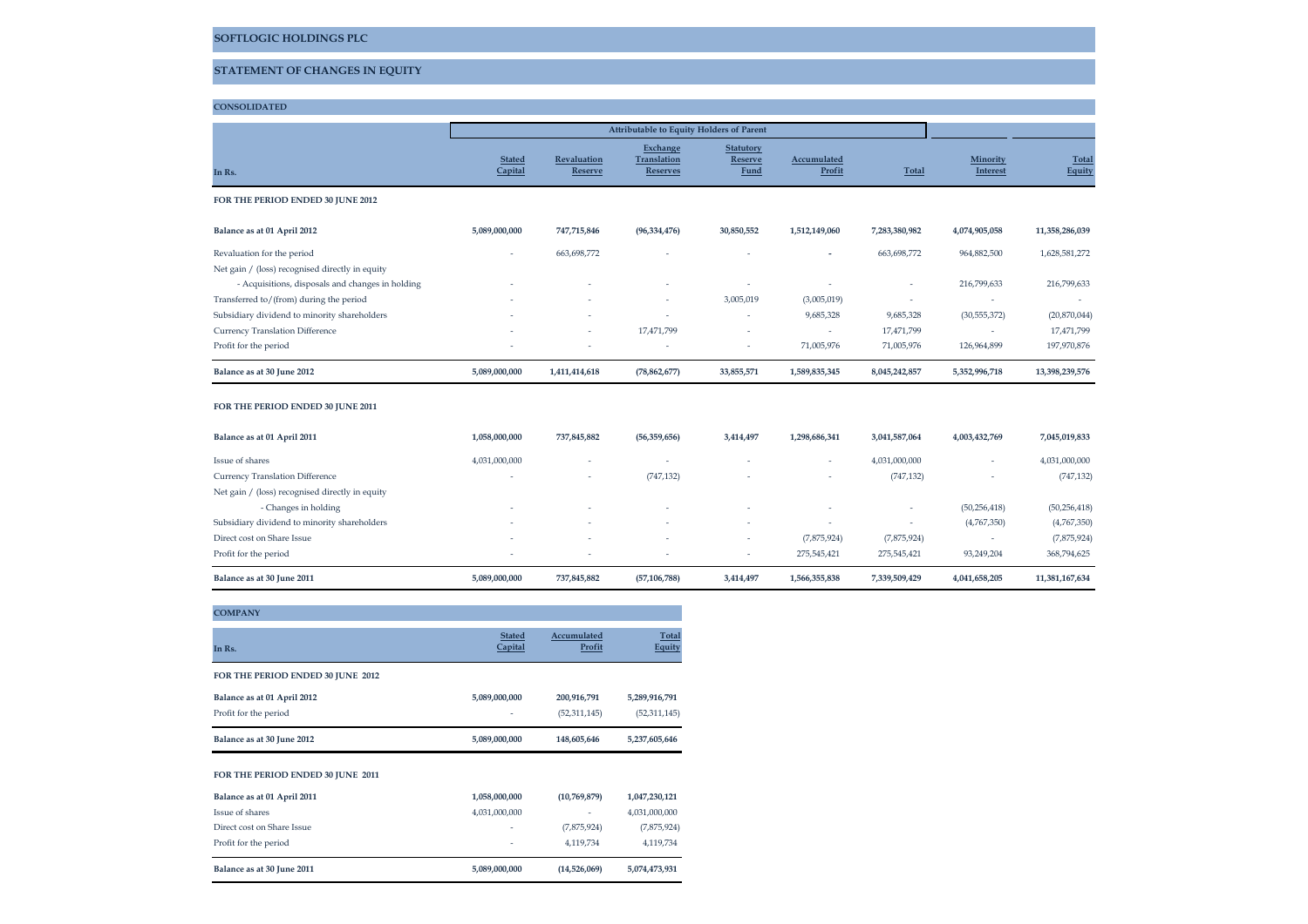## SOFTLOGIC HOLDINGS PLC

## STATEMENT OF CHANGES IN EQUITY

### CONSOLIDATED

| In Rs. | Attributable to Equity Holders of Parent | | | | | | | |
|---|---|---|---|---|---|---|---|---|
| | Stated Capital | Revaluation Reserve | Exchange Translation Reserves | Statutory Reserve Fund | Accumulated Profit | Total | Minority Interest | Total Equity |
| **FOR THE PERIOD ENDED 30 JUNE 2012** | | | | | | | | |
| **Balance as at 01 April 2012** | **5,089,000,000** | **747,715,846** | **(96,334,476)** | **30,850,552** | **1,512,149,060** | **7,283,380,982** | **4,074,905,058** | **11,358,286,039** |
| Revaluation for the period | - | 663,698,772 | - | - | - | 663,698,772 | 964,882,500 | 1,628,581,272 |
| Net gain / (loss) recognised directly in equity | | | | | | | | |
| - Acquisitions, disposals and changes in holding | - | - | - | - | - | - | 216,799,633 | 216,799,633 |
| Transferred to/(from) during the period | - | - | - | 3,005,019 | (3,005,019) | - | - | - |
| Subsidiary dividend to minority shareholders | - | - | - | - | 9,685,328 | 9,685,328 | (30,555,372) | (20,870,044) |
| Currency Translation Difference | - | - | 17,471,799 | - | - | 17,471,799 | - | 17,471,799 |
| Profit for the period | - | - | - | - | 71,005,976 | 71,005,976 | 126,964,899 | 197,970,876 |
| **Balance as at 30 June 2012** | **5,089,000,000** | **1,411,414,618** | **(78,862,677)** | **33,855,571** | **1,589,835,345** | **8,045,242,857** | **5,352,996,718** | **13,398,239,576** |
| **FOR THE PERIOD ENDED 30 JUNE 2011** | | | | | | | | |
| **Balance as at 01 April 2011** | **1,058,000,000** | **737,845,882** | **(56,359,656)** | **3,414,497** | **1,298,686,341** | **3,041,587,064** | **4,003,432,769** | **7,045,019,833** |
| Issue of shares | 4,031,000,000 | - | - | - | - | 4,031,000,000 | - | 4,031,000,000 |
| Currency Translation Difference | - | - | (747,132) | - | - | (747,132) | - | (747,132) |
| Net gain / (loss) recognised directly in equity | | | | | | | | |
| - Changes in holding | - | - | - | - | - | - | (50,256,418) | (50,256,418) |
| Subsidiary dividend to minority shareholders | - | - | - | - | - | - | (4,767,350) | (4,767,350) |
| Direct cost on Share Issue | - | - | - | - | (7,875,924) | (7,875,924) | - | (7,875,924) |
| Profit for the period | - | - | - | - | 275,545,421 | 275,545,421 | 93,249,204 | 368,794,625 |
| **Balance as at 30 June 2011** | **5,089,000,000** | **737,845,882** | **(57,106,788)** | **3,414,497** | **1,566,355,838** | **7,339,509,429** | **4,041,658,205** | **11,381,167,634** |

### COMPANY

| In Rs. | Stated Capital | Accumulated Profit | Total Equity |
|---|---|---|---|
| **FOR THE PERIOD ENDED 30 JUNE 2012** | | | |
| **Balance as at 01 April 2012** | **5,089,000,000** | **200,916,791** | **5,289,916,791** |
| Profit for the period | - | (52,311,145) | (52,311,145) |
| **Balance as at 30 June 2012** | **5,089,000,000** | **148,605,646** | **5,237,605,646** |
| **FOR THE PERIOD ENDED 30 JUNE 2011** | | | |
| **Balance as at 01 April 2011** | **1,058,000,000** | **(10,769,879)** | **1,047,230,121** |
| Issue of shares | 4,031,000,000 | - | 4,031,000,000 |
| Direct cost on Share Issue | - | (7,875,924) | (7,875,924) |
| Profit for the period | - | 4,119,734 | 4,119,734 |
| **Balance as at 30 June 2011** | **5,089,000,000** | **(14,526,069)** | **5,074,473,931** |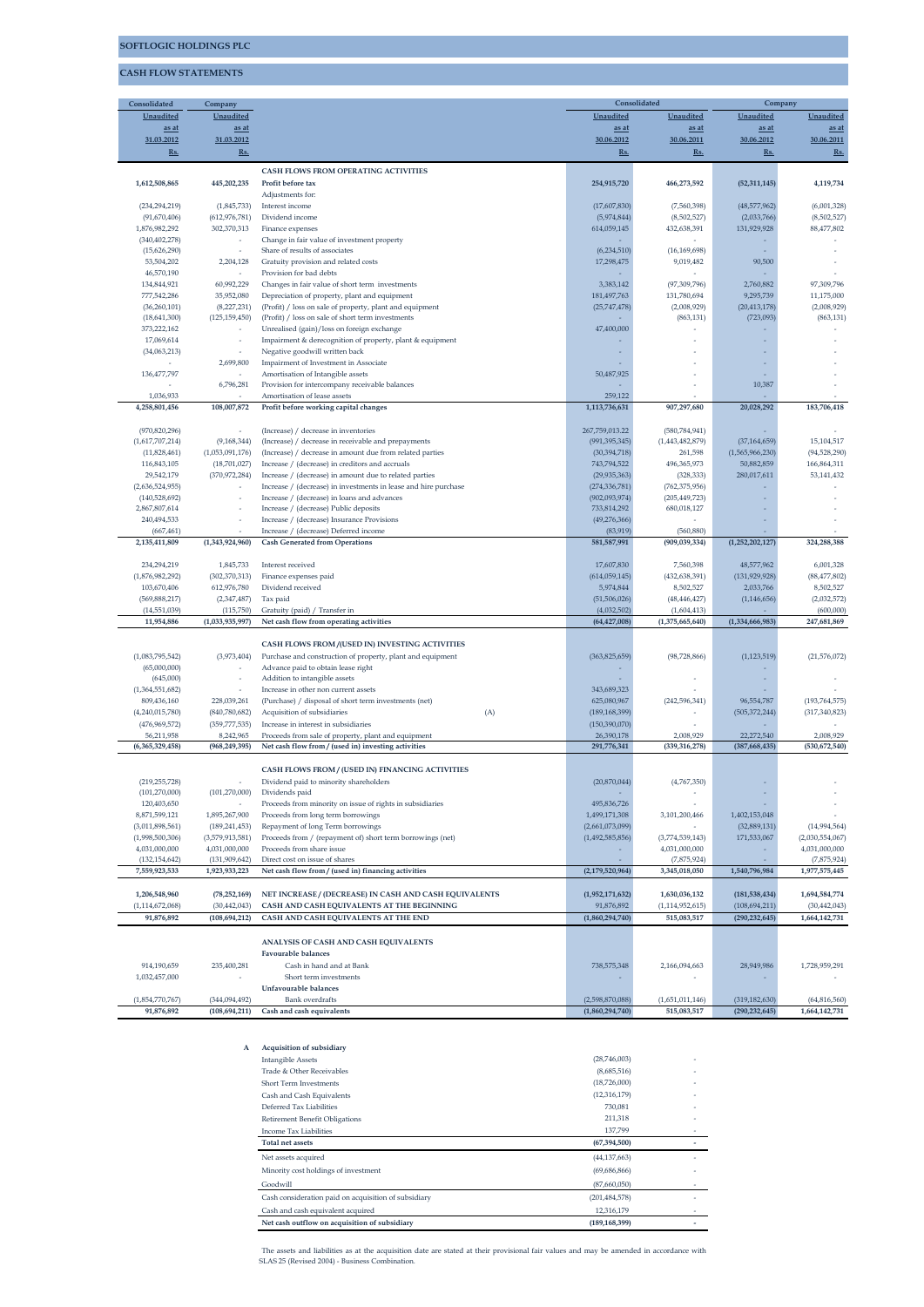**SOFTLOGIC HOLDINGS PLC**

**CASH FLOW STATEMENTS**

| Consolidated | Company | | Consolidated | | Company | |
|---|---|---|---|---|---|---|
| Unaudited | Unaudited | | Unaudited | Unaudited | Unaudited | Unaudited |
| as at | as at | | as at | as at | as at | as at |
| 31.03.2012 | 31.03.2012 | | 30.06.2012 | 30.06.2011 | 30.06.2012 | 30.06.2011 |
| Rs. | Rs. | | Rs. | Rs. | Rs. | Rs. |
| | | **CASH FLOWS FROM OPERATING ACTIVITIES** | | | | |
| **1,612,508,865** | **445,202,235** | **Profit before tax** | **254,915,720** | **466,273,592** | **(52,311,145)** | **4,119,734** |
| | | Adjustments for: | | | | |
| (234,294,219) | (1,845,733) | Interest income | (17,607,830) | (7,560,398) | (48,577,962) | (6,001,328) |
| (91,670,406) | (612,976,781) | Dividend income | (5,974,844) | (8,502,527) | (2,033,766) | (8,502,527) |
| 1,876,982,292 | 302,370,313 | Finance expenses | 614,059,145 | 432,638,391 | 131,929,928 | 88,477,802 |
| (340,402,278) | - | Change in fair value of investment property | - | - | - | - |
| (15,626,290) | - | Share of results of associates | (6,234,510) | (16,169,698) | - | - |
| 53,504,202 | 2,204,128 | Gratuity provision and related costs | 17,298,475 | 9,019,482 | 90,500 | - |
| 46,570,190 | - | Provision for bad debts | - | - | - | - |
| 134,844,921 | 60,992,229 | Changes in fair value of short term investments | 3,383,142 | (97,309,796) | 2,760,882 | 97,309,796 |
| 777,542,286 | 35,952,080 | Depreciation of property, plant and equipment | 181,497,763 | 131,780,694 | 9,295,739 | 11,175,000 |
| (36,260,101) | (8,227,231) | (Profit) / loss on sale of property, plant and equipment | (25,747,478) | (2,008,929) | (20,413,178) | (2,008,929) |
| (18,641,300) | (125,159,450) | (Profit) / loss on sale of short term investments | - | (863,131) | (723,093) | (863,131) |
| 373,222,162 | - | Unrealised (gain)/loss on foreign exchange | 47,400,000 | - | - | - |
| 17,069,614 | - | Impairment & derecognition of property, plant & equipment | - | - | - | - |
| (34,063,213) | - | Negative goodwill written back | - | - | - | - |
| - | 2,699,800 | Impairment of Investment in Associate | - | - | - | - |
| 136,477,797 | - | Amortisation of Intangible assets | 50,487,925 | - | - | - |
| - | 6,796,281 | Provision for intercompany receivable balances | - | - | 10,387 | - |
| 1,036,933 | - | Amortisation of lease assets | 259,122 | - | - | - |
| **4,258,801,456** | **108,007,872** | **Profit before working capital changes** | **1,113,736,631** | **907,297,680** | **20,028,292** | **183,706,418** |
| (970,820,296) | - | (Increase) / decrease in inventories | 267,759,013.22 | (580,784,941) | - | - |
| (1,617,707,214) | (9,168,344) | (Increase) / decrease in receivable and prepayments | (991,395,345) | (1,443,482,879) | (37,164,659) | 15,104,517 |
| (11,828,461) | (1,053,091,176) | (Increase) / decrease in amount due from related parties | (30,394,718) | 261,598 | (1,565,966,230) | (94,528,290) |
| 116,843,105 | (18,701,027) | Increase / (decrease) in creditors and accruals | 743,794,522 | 496,365,973 | 50,882,859 | 166,864,311 |
| 29,542,179 | (370,972,284) | Increase / (decrease) in amount due to related parties | (29,935,363) | (328,333) | 280,017,611 | 53,141,432 |
| (2,636,524,955) | - | Increase / (decrease) in investments in lease and hire purchase | (274,336,781) | (762,375,956) | - | - |
| (140,528,692) | - | Increase / (decrease) in loans and advances | (902,093,974) | (205,449,723) | - | - |
| 2,867,807,614 | - | Increase / (decrease) Public deposits | 733,814,292 | 680,018,127 | - | - |
| 240,494,533 | - | Increase / (decrease) Insurance Provisions | (49,276,366) | - | - | - |
| (667,461) | - | Increase / (decrease) Deferred income | (83,919) | (560,880) | - | - |
| **2,135,411,809** | **(1,343,924,960)** | **Cash Generated from Operations** | **581,587,991** | **(909,039,334)** | **(1,252,202,127)** | **324,288,388** |
| 234,294,219 | 1,845,733 | Interest received | 17,607,830 | 7,560,398 | 48,577,962 | 6,001,328 |
| (1,876,982,292) | (302,370,313) | Finance expenses paid | (614,059,145) | (432,638,391) | (131,929,928) | (88,477,802) |
| 103,670,406 | 612,976,780 | Dividend received | 5,974,844 | 8,502,527 | 2,033,766 | 8,502,527 |
| (569,888,217) | (2,347,487) | Tax paid | (51,506,026) | (48,446,427) | (1,146,656) | (2,032,572) |
| (14,551,039) | (115,750) | Gratuity (paid) / Transfer in | (4,032,502) | (1,604,413) | - | (600,000) |
| **11,954,886** | **(1,033,935,997)** | **Net cash flow from operating activities** | **(64,427,008)** | **(1,375,665,640)** | **(1,334,666,983)** | **247,681,869** |
| | | **CASH FLOWS FROM /(USED IN) INVESTING ACTIVITIES** | | | | |
| (1,083,795,542) | (3,973,404) | Purchase and construction of property, plant and equipment | (363,825,659) | (98,728,866) | (1,123,519) | (21,576,072) |
| (65,000,000) | - | Advance paid to obtain lease right | - | | - | |
| (645,000) | - | Addition to intangible assets | - | - | - | - |
| (1,364,551,682) | - | Increase in other non current assets | 343,689,323 | - | - | - |
| 809,436,160 | 228,039,261 | (Purchase) / disposal of short term investments (net) | 625,080,967 | (242,596,341) | 96,554,787 | (193,764,575) |
| (4,240,015,780) | (840,780,682) | Acquisition of subsidiaries (A) | (189,168,399) | - | (505,372,244) | (317,340,823) |
| (476,969,572) | (359,777,535) | Increase in interest in subsidiaries | (150,390,070) | - | - | - |
| 56,211,958 | 8,242,965 | Proceeds from sale of property, plant and equipment | 26,390,178 | 2,008,929 | 22,272,540 | 2,008,929 |
| **(6,365,329,458)** | **(968,249,395)** | **Net cash flow from / (used in) investing activities** | **291,776,341** | **(339,316,278)** | **(387,668,435)** | **(530,672,540)** |
| | | **CASH FLOWS FROM / (USED IN) FINANCING ACTIVITIES** | | | | |
| (219,255,728) | - | Dividend paid to minority shareholders | (20,870,044) | (4,767,350) | - | - |
| (101,270,000) | (101,270,000) | Dividends paid | - | - | - | - |
| 120,403,650 | - | Proceeds from minority on issue of rights in subsidiaries | 495,836,726 | - | - | - |
| 8,871,599,121 | 1,895,267,900 | Proceeds from long term borrowings | 1,499,171,308 | 3,101,200,466 | 1,402,153,048 | - |
| (3,011,898,561) | (189,241,453) | Repayment of long Term borrowings | (2,661,073,099) | - | (32,889,131) | (14,994,564) |
| (1,998,500,306) | (3,579,913,581) | Proceeds from / (repayment of) short term borrowings (net) | (1,492,585,856) | (3,774,539,143) | 171,533,067 | (2,030,554,067) |
| 4,031,000,000 | 4,031,000,000 | Proceeds from share issue | - | 4,031,000,000 | - | 4,031,000,000 |
| (132,154,642) | (131,909,642) | Direct cost on issue of shares | - | (7,875,924) | - | (7,875,924) |
| **7,559,923,533** | **1,923,933,223** | **Net cash flow from / (used in) financing activities** | **(2,179,520,964)** | **3,345,018,050** | **1,540,796,984** | **1,977,575,445** |
| **1,206,548,960** | **(78,252,169)** | **NET INCREASE / (DECREASE) IN CASH AND CASH EQUIVALENTS** | **(1,952,171,632)** | **1,630,036,132** | **(181,538,434)** | **1,694,584,774** |
| (1,114,672,068) | (30,442,043) | **CASH AND CASH EQUIVALENTS AT THE BEGINNING** | 91,876,892 | (1,114,952,615) | (108,694,211) | (30,442,043) |
| **91,876,892** | **(108,694,212)** | **CASH AND CASH EQUIVALENTS AT THE END** | **(1,860,294,740)** | **515,083,517** | **(290,232,645)** | **1,664,142,731** |
| | | **ANALYSIS OF CASH AND CASH EQUIVALENTS** | | | | |
| | | **Favourable balances** | | | | |
| 914,190,659 | 235,400,281 | Cash in hand and at Bank | 738,575,348 | 2,166,094,663 | 28,949,986 | 1,728,959,291 |
| 1,032,457,000 | - | Short term investments | - | - | - | - |
| | | **Unfavourable balances** | | | | |
| (1,854,770,767) | (344,094,492) | Bank overdrafts | (2,598,870,088) | (1,651,011,146) | (319,182,630) | (64,816,560) |
| **91,876,892** | **(108,694,211)** | **Cash and cash equivalents** | **(1,860,294,740)** | **515,083,517** | **(290,232,645)** | **1,664,142,731** |

**A Acquisition of subsidiary**

| | | |
|---|---|---|
| Intangible Assets | (28,746,003) | - |
| Trade & Other Receivables | (8,685,516) | - |
| Short Term Investments | (18,726,000) | - |
| Cash and Cash Equivalents | (12,316,179) | - |
| Deferred Tax Liabilities | 730,081 | - |
| Retirement Benefit Obligations | 211,318 | - |
| Income Tax Liabilities | 137,799 | - |
| **Total net assets** | **(67,394,500)** | **-** |
| Net assets acquired | (44,137,663) | - |
| Minority cost holdings of investment | (69,686,866) | - |
| Goodwill | (87,660,050) | - |
| Cash consideration paid on acquisition of subsidiary | (201,484,578) | - |
| Cash and cash equivalent acquired | 12,316,179 | - |
| **Net cash outflow on acquisition of subsidiary** | **(189,168,399)** | **-** |

The assets and liabilities as at the acquisition date are stated at their provisional fair values and may be amended in accordance with SLAS 25 (Revised 2004) - Business Combination.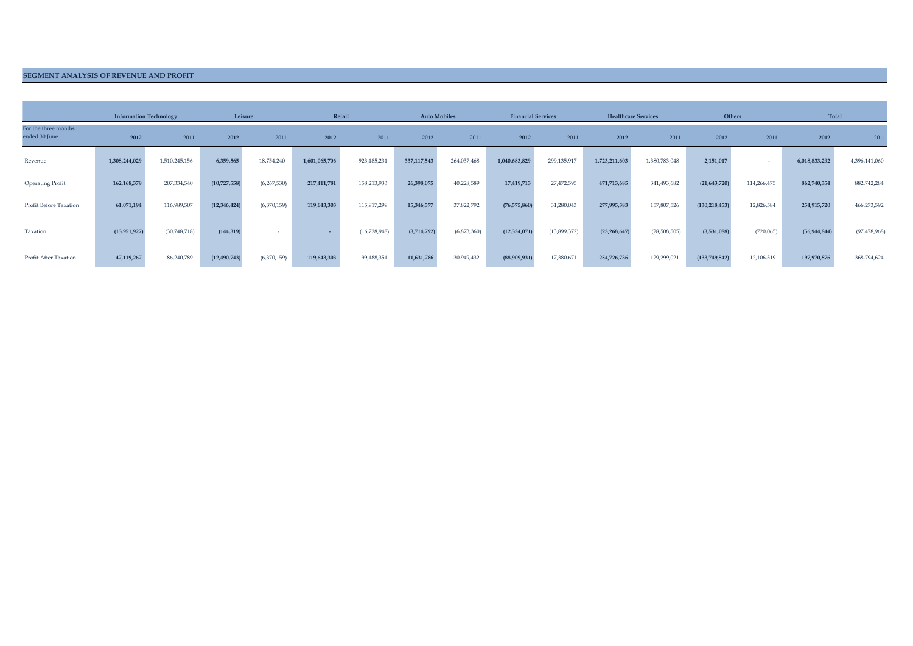## SEGMENT ANALYSIS OF REVENUE AND PROFIT

| | Information Technology | | Leisure | | Retail | | Auto Mobiles | | Financial Services | | Healthcare Services | | Others | | Total | |
|---|---|---|---|---|---|---|---|---|---|---|---|---|---|---|---|---|
| For the three months ended 30 June | **2012** | 2011 | **2012** | 2011 | **2012** | 2011 | **2012** | 2011 | **2012** | 2011 | **2012** | 2011 | **2012** | 2011 | **2012** | 2011 |
| Revenue | **1,308,244,029** | 1,510,245,156 | **6,359,565** | 18,754,240 | **1,601,065,706** | 923,185,231 | **337,117,543** | 264,037,468 | **1,040,683,829** | 299,135,917 | **1,723,211,603** | 1,380,783,048 | **2,151,017** | - | **6,018,833,292** | 4,396,141,060 |
| Operating Profit | **162,168,379** | 207,334,540 | **(10,727,558)** | (6,267,530) | **217,411,781** | 158,213,933 | **26,398,075** | 40,228,589 | **17,419,713** | 27,472,595 | **471,713,685** | 341,493,682 | **(21,643,720)** | 114,266,475 | **862,740,354** | 882,742,284 |
| Profit Before Taxation | **61,071,194** | 116,989,507 | **(12,346,424)** | (6,370,159) | **119,643,303** | 115,917,299 | **15,346,577** | 37,822,792 | **(76,575,860)** | 31,280,043 | **277,995,383** | 157,807,526 | **(130,218,453)** | 12,826,584 | **254,915,720** | 466,273,592 |
| Taxation | **(13,951,927)** | (30,748,718) | **(144,319)** | - | **-** | (16,728,948) | **(3,714,792)** | (6,873,360) | **(12,334,071)** | (13,899,372) | **(23,268,647)** | (28,508,505) | **(3,531,088)** | (720,065) | **(56,944,844)** | (97,478,968) |
| Profit After Taxation | **47,119,267** | 86,240,789 | **(12,490,743)** | (6,370,159) | **119,643,303** | 99,188,351 | **11,631,786** | 30,949,432 | **(88,909,931)** | 17,380,671 | **254,726,736** | 129,299,021 | **(133,749,542)** | 12,106,519 | **197,970,876** | 368,794,624 |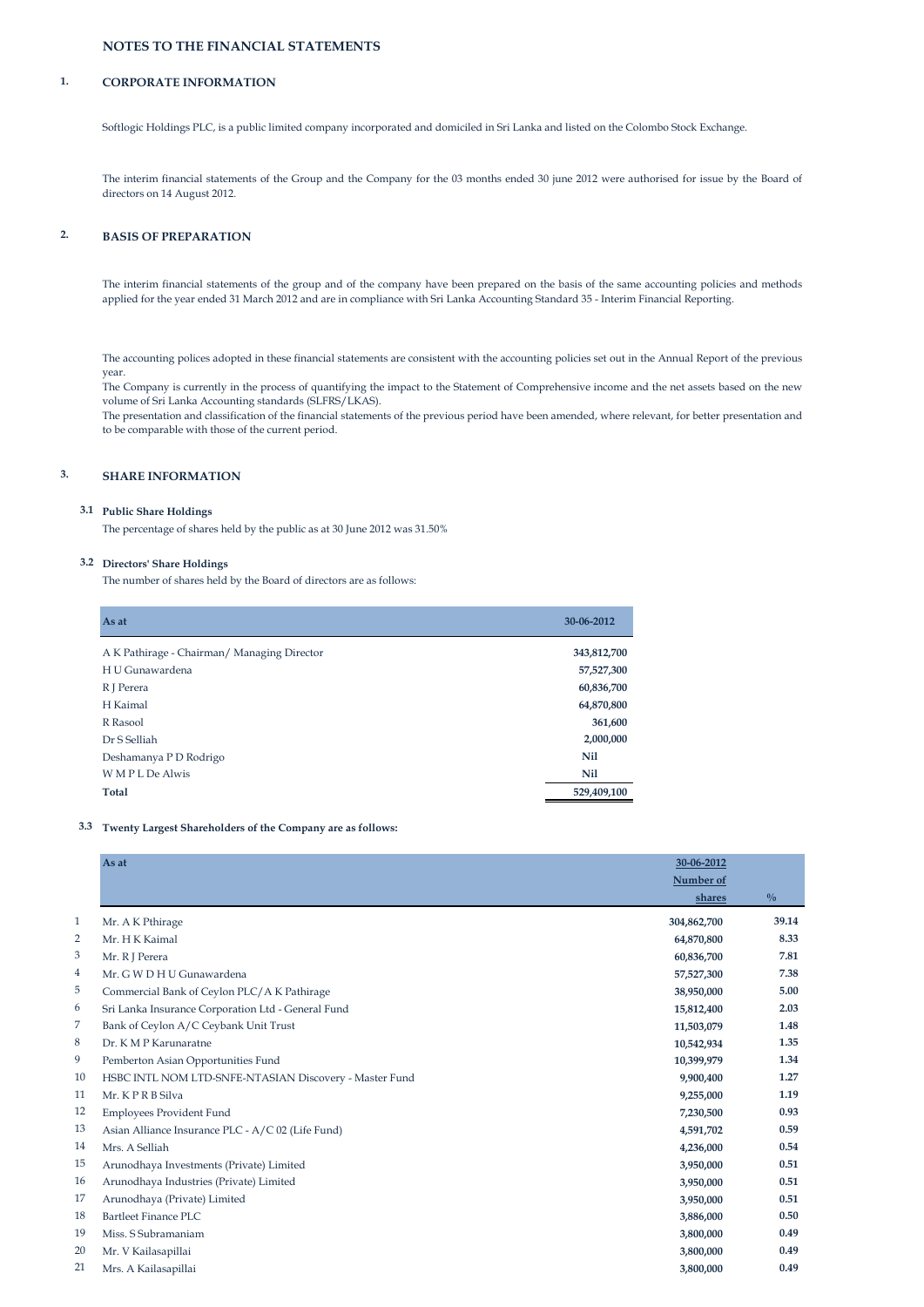# NOTES TO THE FINANCIAL STATEMENTS

## 1. CORPORATE INFORMATION

Softlogic Holdings PLC, is a public limited company incorporated and domiciled in Sri Lanka and listed on the Colombo Stock Exchange.

The interim financial statements of the Group and the Company for the 03 months ended 30 june 2012 were authorised for issue by the Board of directors on 14 August 2012.

## 2. BASIS OF PREPARATION

The interim financial statements of the group and of the company have been prepared on the basis of the same accounting policies and methods applied for the year ended 31 March 2012 and are in compliance with Sri Lanka Accounting Standard 35 - Interim Financial Reporting.

The accounting polices adopted in these financial statements are consistent with the accounting policies set out in the Annual Report of the previous year.
The Company is currently in the process of quantifying the impact to the Statement of Comprehensive income and the net assets based on the new volume of Sri Lanka Accounting standards (SLFRS/LKAS).
The presentation and classification of the financial statements of the previous period have been amended, where relevant, for better presentation and to be comparable with those of the current period.

## 3. SHARE INFORMATION

### 3.1 Public Share Holdings

The percentage of shares held by the public as at 30 June 2012 was 31.50%

### 3.2 Directors' Share Holdings

The number of shares held by the Board of directors are as follows:

| As at | 30-06-2012 |
|---|---|
| A K Pathirage - Chairman/ Managing Director | 343,812,700 |
| H U Gunawardena | 57,527,300 |
| R J Perera | 60,836,700 |
| H Kaimal | 64,870,800 |
| R Rasool | 361,600 |
| Dr S Selliah | 2,000,000 |
| Deshamanya P D Rodrigo | Nil |
| W M P L De Alwis | Nil |
| **Total** | **529,409,100** |

### 3.3 Twenty Largest Shareholders of the Company are as follows:

| | As at | 30-06-2012 Number of shares | % |
|---|---|---|---|
| 1 | Mr. A K Pthirage | 304,862,700 | 39.14 |
| 2 | Mr. H K Kaimal | 64,870,800 | 8.33 |
| 3 | Mr. R J Perera | 60,836,700 | 7.81 |
| 4 | Mr. G W D H U Gunawardena | 57,527,300 | 7.38 |
| 5 | Commercial Bank of Ceylon PLC/A K Pathirage | 38,950,000 | 5.00 |
| 6 | Sri Lanka Insurance Corporation Ltd - General Fund | 15,812,400 | 2.03 |
| 7 | Bank of Ceylon A/C Ceybank Unit Trust | 11,503,079 | 1.48 |
| 8 | Dr. K M P Karunaratne | 10,542,934 | 1.35 |
| 9 | Pemberton Asian Opportunities Fund | 10,399,979 | 1.34 |
| 10 | HSBC INTL NOM LTD-SNFE-NTASIAN Discovery - Master Fund | 9,900,400 | 1.27 |
| 11 | Mr. K P R B Silva | 9,255,000 | 1.19 |
| 12 | Employees Provident Fund | 7,230,500 | 0.93 |
| 13 | Asian Alliance Insurance PLC - A/C 02 (Life Fund) | 4,591,702 | 0.59 |
| 14 | Mrs. A Selliah | 4,236,000 | 0.54 |
| 15 | Arunodhaya Investments (Private) Limited | 3,950,000 | 0.51 |
| 16 | Arunodhaya Industries (Private) Limited | 3,950,000 | 0.51 |
| 17 | Arunodhaya (Private) Limited | 3,950,000 | 0.51 |
| 18 | Bartleet Finance PLC | 3,886,000 | 0.50 |
| 19 | Miss. S Subramaniam | 3,800,000 | 0.49 |
| 20 | Mr. V Kailasapillai | 3,800,000 | 0.49 |
| 21 | Mrs. A Kailasapillai | 3,800,000 | 0.49 |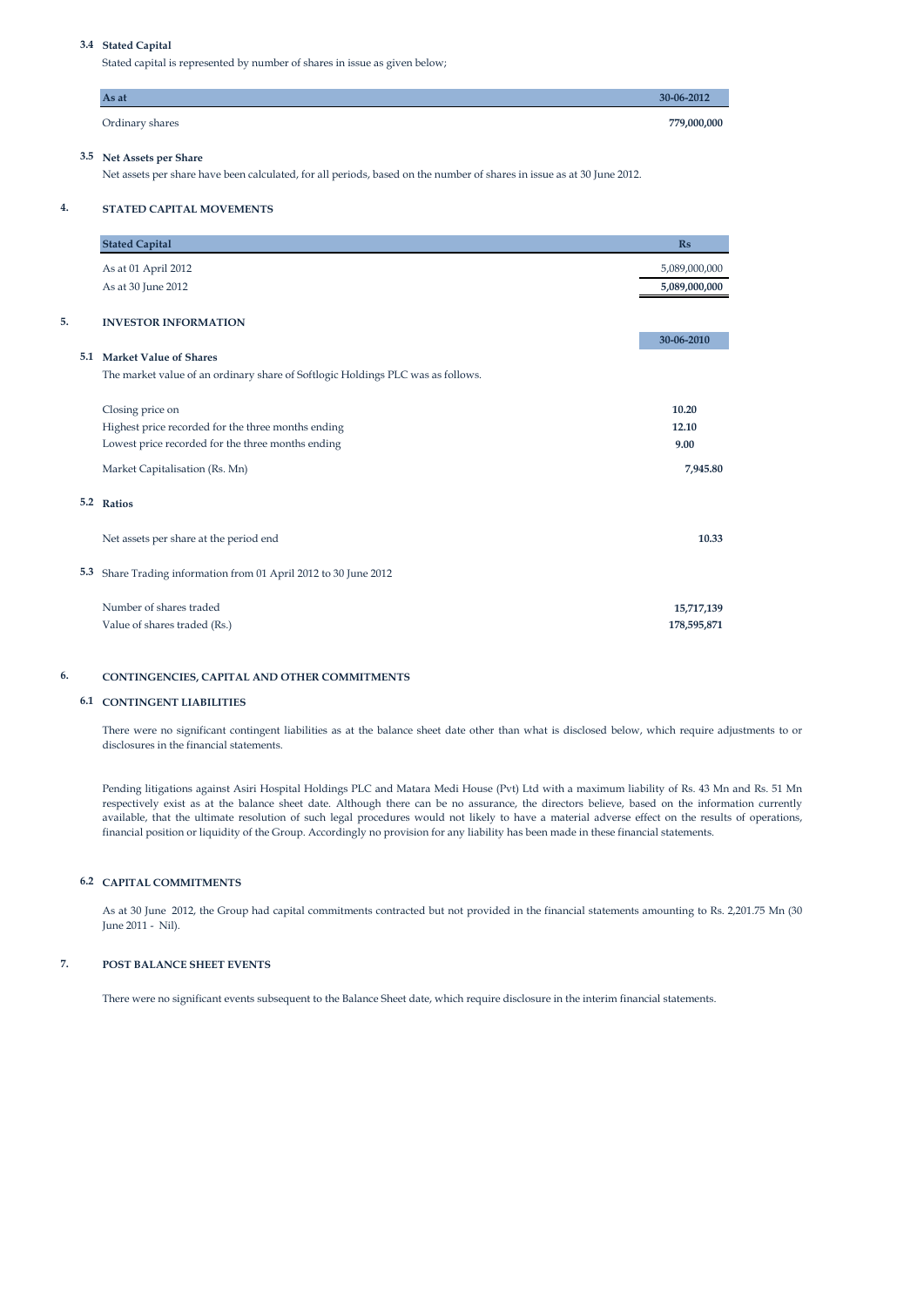### 3.4 Stated Capital

Stated capital is represented by number of shares in issue as given below;

| As at | 30-06-2012 |
|---|---|
| Ordinary shares | **779,000,000** |

### 3.5 Net Assets per Share

Net assets per share have been calculated, for all periods, based on the number of shares in issue as at 30 June 2012.

## 4. STATED CAPITAL MOVEMENTS

| Stated Capital | Rs |
|---|---|
| As at 01 April 2012 | 5,089,000,000 |
| As at 30 June 2012 | 5,089,000,000 |

## 5. INVESTOR INFORMATION

### 5.1 Market Value of Shares

The market value of an ordinary share of Softlogic Holdings PLC was as follows.

| | 30-06-2010 |
|---|---|
| Closing price on | **10.20** |
| Highest price recorded for the three months ending | **12.10** |
| Lowest price recorded for the three months ending | **9.00** |
| Market Capitalisation (Rs. Mn) | **7,945.80** |

### 5.2 Ratios

| | |
|---|---|
| Net assets per share at the period end | **10.33** |

### 5.3 Share Trading information from 01 April 2012 to 30 June 2012

| | |
|---|---|
| Number of shares traded | **15,717,139** |
| Value of shares traded (Rs.) | **178,595,871** |

## 6. CONTINGENCIES, CAPITAL AND OTHER COMMITMENTS

### 6.1 CONTINGENT LIABILITIES

There were no significant contingent liabilities as at the balance sheet date other than what is disclosed below, which require adjustments to or disclosures in the financial statements.

Pending litigations against Asiri Hospital Holdings PLC and Matara Medi House (Pvt) Ltd with a maximum liability of Rs. 43 Mn and Rs. 51 Mn respectively exist as at the balance sheet date. Although there can be no assurance, the directors believe, based on the information currently available, that the ultimate resolution of such legal procedures would not likely to have a material adverse effect on the results of operations, financial position or liquidity of the Group. Accordingly no provision for any liability has been made in these financial statements.

### 6.2 CAPITAL COMMITMENTS

As at 30 June 2012, the Group had capital commitments contracted but not provided in the financial statements amounting to Rs. 2,201.75 Mn (30 June 2011 - Nil).

## 7. POST BALANCE SHEET EVENTS

There were no significant events subsequent to the Balance Sheet date, which require disclosure in the interim financial statements.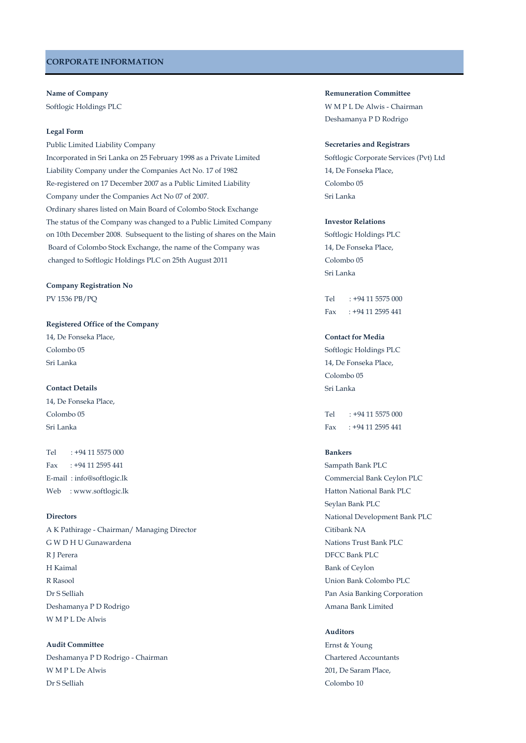## CORPORATE INFORMATION

**Name of Company**

Softlogic Holdings PLC

**Legal Form**

Public Limited Liability Company

Incorporated in Sri Lanka on 25 February 1998 as a Private Limited Liability Company under the Companies Act No. 17 of 1982

Re-registered on 17 December 2007 as a Public Limited Liability Company under the Companies Act No 07 of 2007.

Ordinary shares listed on Main Board of Colombo Stock Exchange

The status of the Company was changed to a Public Limited Company on 10th December 2008. Subsequent to the listing of shares on the Main Board of Colombo Stock Exchange, the name of the Company was changed to Softlogic Holdings PLC on 25th August 2011

**Company Registration No**

PV 1536 PB/PQ

**Registered Office of the Company**

14, De Fonseka Place,
Colombo 05
Sri Lanka

**Contact Details**

14, De Fonseka Place,
Colombo 05
Sri Lanka

Tel : +94 11 5575 000
Fax : +94 11 2595 441
E-mail : info@softlogic.lk
Web : www.softlogic.lk

**Directors**

A K Pathirage - Chairman/ Managing Director
G W D H U Gunawardena
R J Perera
H Kaimal
R Rasool
Dr S Selliah
Deshamanya P D Rodrigo
W M P L De Alwis

**Audit Committee**

Deshamanya P D Rodrigo - Chairman
W M P L De Alwis
Dr S Selliah

**Remuneration Committee**

W M P L De Alwis - Chairman
Deshamanya P D Rodrigo

**Secretaries and Registrars**

Softlogic Corporate Services (Pvt) Ltd
14, De Fonseka Place,
Colombo 05
Sri Lanka

**Investor Relations**

Softlogic Holdings PLC
14, De Fonseka Place,
Colombo 05
Sri Lanka

Tel : +94 11 5575 000
Fax : +94 11 2595 441

**Contact for Media**

Softlogic Holdings PLC
14, De Fonseka Place,
Colombo 05
Sri Lanka

Tel : +94 11 5575 000
Fax : +94 11 2595 441

**Bankers**

Sampath Bank PLC
Commercial Bank Ceylon PLC
Hatton National Bank PLC
Seylan Bank PLC
National Development Bank PLC
Citibank NA
Nations Trust Bank PLC
DFCC Bank PLC
Bank of Ceylon
Union Bank Colombo PLC
Pan Asia Banking Corporation
Amana Bank Limited

**Auditors**

Ernst & Young
Chartered Accountants
201, De Saram Place,
Colombo 10